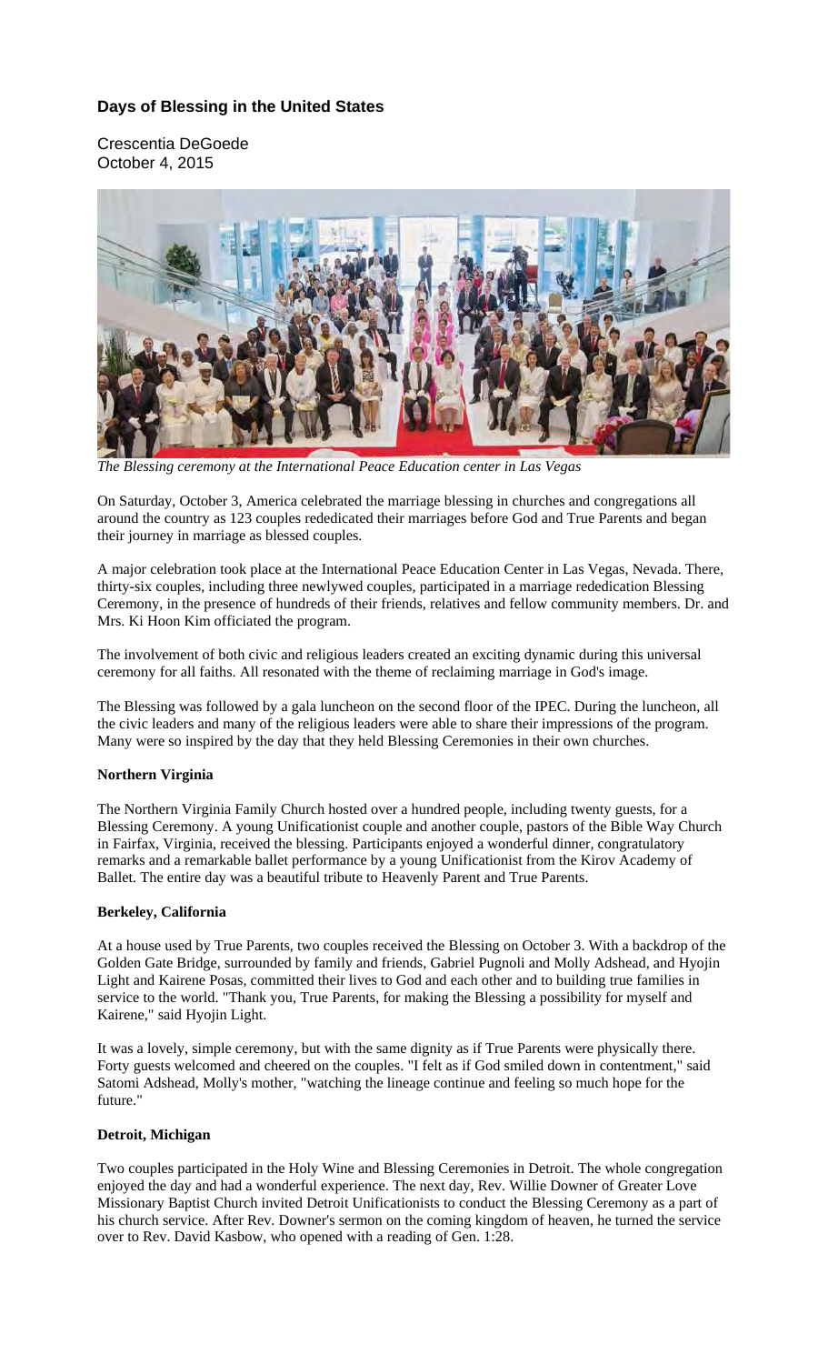## Days of Blessing in the United States

Crescentia DeGoede
October 4, 2015

*The Blessing ceremony at the International Peace Education center in Las Vegas*

On Saturday, October 3, America celebrated the marriage blessing in churches and congregations all around the country as 123 couples rededicated their marriages before God and True Parents and began their journey in marriage as blessed couples.

A major celebration took place at the International Peace Education Center in Las Vegas, Nevada. There, thirty-six couples, including three newlywed couples, participated in a marriage rededication Blessing Ceremony, in the presence of hundreds of their friends, relatives and fellow community members. Dr. and Mrs. Ki Hoon Kim officiated the program.

The involvement of both civic and religious leaders created an exciting dynamic during this universal ceremony for all faiths. All resonated with the theme of reclaiming marriage in God's image.

The Blessing was followed by a gala luncheon on the second floor of the IPEC. During the luncheon, all the civic leaders and many of the religious leaders were able to share their impressions of the program. Many were so inspired by the day that they held Blessing Ceremonies in their own churches.

**Northern Virginia**

The Northern Virginia Family Church hosted over a hundred people, including twenty guests, for a Blessing Ceremony. A young Unificationist couple and another couple, pastors of the Bible Way Church in Fairfax, Virginia, received the blessing. Participants enjoyed a wonderful dinner, congratulatory remarks and a remarkable ballet performance by a young Unificationist from the Kirov Academy of Ballet. The entire day was a beautiful tribute to Heavenly Parent and True Parents.

**Berkeley, California**

At a house used by True Parents, two couples received the Blessing on October 3. With a backdrop of the Golden Gate Bridge, surrounded by family and friends, Gabriel Pugnoli and Molly Adshead, and Hyojin Light and Kairene Posas, committed their lives to God and each other and to building true families in service to the world. "Thank you, True Parents, for making the Blessing a possibility for myself and Kairene," said Hyojin Light.

It was a lovely, simple ceremony, but with the same dignity as if True Parents were physically there. Forty guests welcomed and cheered on the couples. "I felt as if God smiled down in contentment," said Satomi Adshead, Molly's mother, "watching the lineage continue and feeling so much hope for the future."

**Detroit, Michigan**

Two couples participated in the Holy Wine and Blessing Ceremonies in Detroit. The whole congregation enjoyed the day and had a wonderful experience. The next day, Rev. Willie Downer of Greater Love Missionary Baptist Church invited Detroit Unificationists to conduct the Blessing Ceremony as a part of his church service. After Rev. Downer's sermon on the coming kingdom of heaven, he turned the service over to Rev. David Kasbow, who opened with a reading of Gen. 1:28.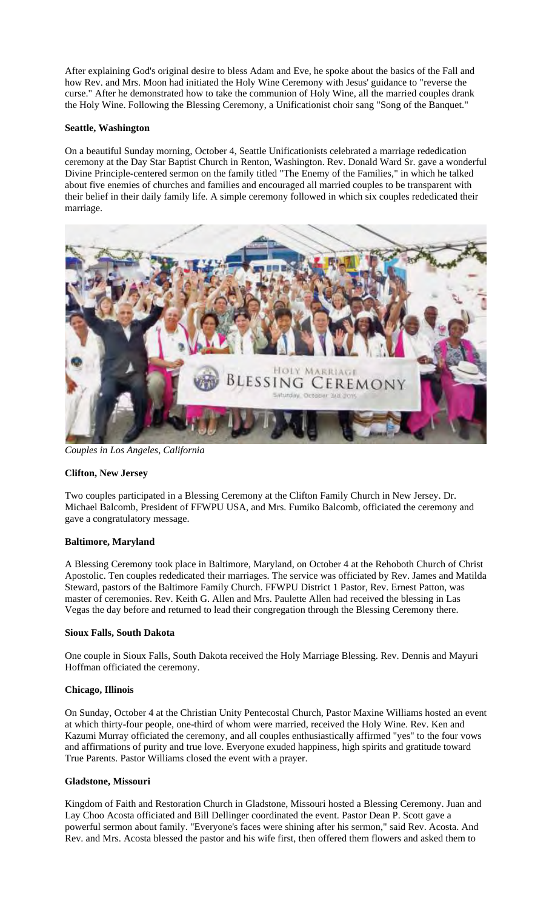After explaining God's original desire to bless Adam and Eve, he spoke about the basics of the Fall and how Rev. and Mrs. Moon had initiated the Holy Wine Ceremony with Jesus' guidance to "reverse the curse." After he demonstrated how to take the communion of Holy Wine, all the married couples drank the Holy Wine. Following the Blessing Ceremony, a Unificationist choir sang "Song of the Banquet."

**Seattle, Washington**

On a beautiful Sunday morning, October 4, Seattle Unificationists celebrated a marriage rededication ceremony at the Day Star Baptist Church in Renton, Washington. Rev. Donald Ward Sr. gave a wonderful Divine Principle-centered sermon on the family titled "The Enemy of the Families," in which he talked about five enemies of churches and families and encouraged all married couples to be transparent with their belief in their daily family life. A simple ceremony followed in which six couples rededicated their marriage.

*Couples in Los Angeles, California*

**Clifton, New Jersey**

Two couples participated in a Blessing Ceremony at the Clifton Family Church in New Jersey. Dr. Michael Balcomb, President of FFWPU USA, and Mrs. Fumiko Balcomb, officiated the ceremony and gave a congratulatory message.

**Baltimore, Maryland**

A Blessing Ceremony took place in Baltimore, Maryland, on October 4 at the Rehoboth Church of Christ Apostolic. Ten couples rededicated their marriages. The service was officiated by Rev. James and Matilda Steward, pastors of the Baltimore Family Church. FFWPU District 1 Pastor, Rev. Ernest Patton, was master of ceremonies. Rev. Keith G. Allen and Mrs. Paulette Allen had received the blessing in Las Vegas the day before and returned to lead their congregation through the Blessing Ceremony there.

**Sioux Falls, South Dakota**

One couple in Sioux Falls, South Dakota received the Holy Marriage Blessing. Rev. Dennis and Mayuri Hoffman officiated the ceremony.

**Chicago, Illinois**

On Sunday, October 4 at the Christian Unity Pentecostal Church, Pastor Maxine Williams hosted an event at which thirty-four people, one-third of whom were married, received the Holy Wine. Rev. Ken and Kazumi Murray officiated the ceremony, and all couples enthusiastically affirmed "yes" to the four vows and affirmations of purity and true love. Everyone exuded happiness, high spirits and gratitude toward True Parents. Pastor Williams closed the event with a prayer.

**Gladstone, Missouri**

Kingdom of Faith and Restoration Church in Gladstone, Missouri hosted a Blessing Ceremony. Juan and Lay Choo Acosta officiated and Bill Dellinger coordinated the event. Pastor Dean P. Scott gave a powerful sermon about family. "Everyone's faces were shining after his sermon," said Rev. Acosta. And Rev. and Mrs. Acosta blessed the pastor and his wife first, then offered them flowers and asked them to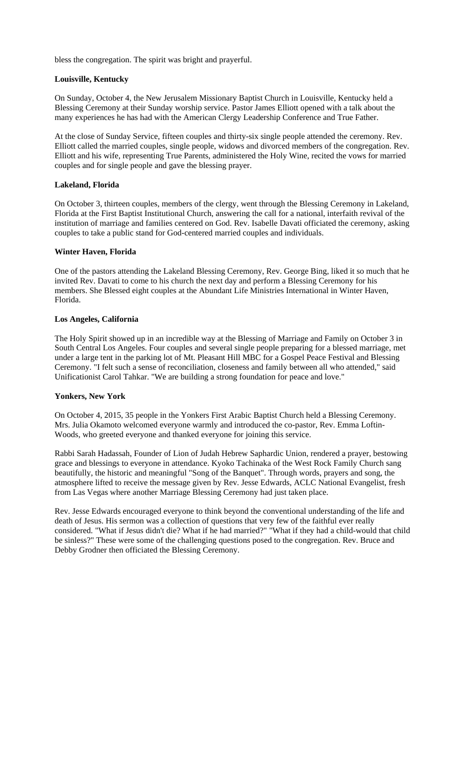bless the congregation. The spirit was bright and prayerful.

**Louisville, Kentucky**

On Sunday, October 4, the New Jerusalem Missionary Baptist Church in Louisville, Kentucky held a Blessing Ceremony at their Sunday worship service. Pastor James Elliott opened with a talk about the many experiences he has had with the American Clergy Leadership Conference and True Father.

At the close of Sunday Service, fifteen couples and thirty-six single people attended the ceremony. Rev. Elliott called the married couples, single people, widows and divorced members of the congregation. Rev. Elliott and his wife, representing True Parents, administered the Holy Wine, recited the vows for married couples and for single people and gave the blessing prayer.

**Lakeland, Florida**

On October 3, thirteen couples, members of the clergy, went through the Blessing Ceremony in Lakeland, Florida at the First Baptist Institutional Church, answering the call for a national, interfaith revival of the institution of marriage and families centered on God. Rev. Isabelle Davati officiated the ceremony, asking couples to take a public stand for God-centered married couples and individuals.

**Winter Haven, Florida**

One of the pastors attending the Lakeland Blessing Ceremony, Rev. George Bing, liked it so much that he invited Rev. Davati to come to his church the next day and perform a Blessing Ceremony for his members. She Blessed eight couples at the Abundant Life Ministries International in Winter Haven, Florida.

**Los Angeles, California**

The Holy Spirit showed up in an incredible way at the Blessing of Marriage and Family on October 3 in South Central Los Angeles. Four couples and several single people preparing for a blessed marriage, met under a large tent in the parking lot of Mt. Pleasant Hill MBC for a Gospel Peace Festival and Blessing Ceremony. "I felt such a sense of reconciliation, closeness and family between all who attended," said Unificationist Carol Tahkar. "We are building a strong foundation for peace and love."

**Yonkers, New York**

On October 4, 2015, 35 people in the Yonkers First Arabic Baptist Church held a Blessing Ceremony. Mrs. Julia Okamoto welcomed everyone warmly and introduced the co-pastor, Rev. Emma Loftin-Woods, who greeted everyone and thanked everyone for joining this service.

Rabbi Sarah Hadassah, Founder of Lion of Judah Hebrew Saphardic Union, rendered a prayer, bestowing grace and blessings to everyone in attendance. Kyoko Tachinaka of the West Rock Family Church sang beautifully, the historic and meaningful "Song of the Banquet". Through words, prayers and song, the atmosphere lifted to receive the message given by Rev. Jesse Edwards, ACLC National Evangelist, fresh from Las Vegas where another Marriage Blessing Ceremony had just taken place.

Rev. Jesse Edwards encouraged everyone to think beyond the conventional understanding of the life and death of Jesus. His sermon was a collection of questions that very few of the faithful ever really considered. "What if Jesus didn't die? What if he had married?" "What if they had a child-would that child be sinless?" These were some of the challenging questions posed to the congregation. Rev. Bruce and Debby Grodner then officiated the Blessing Ceremony.